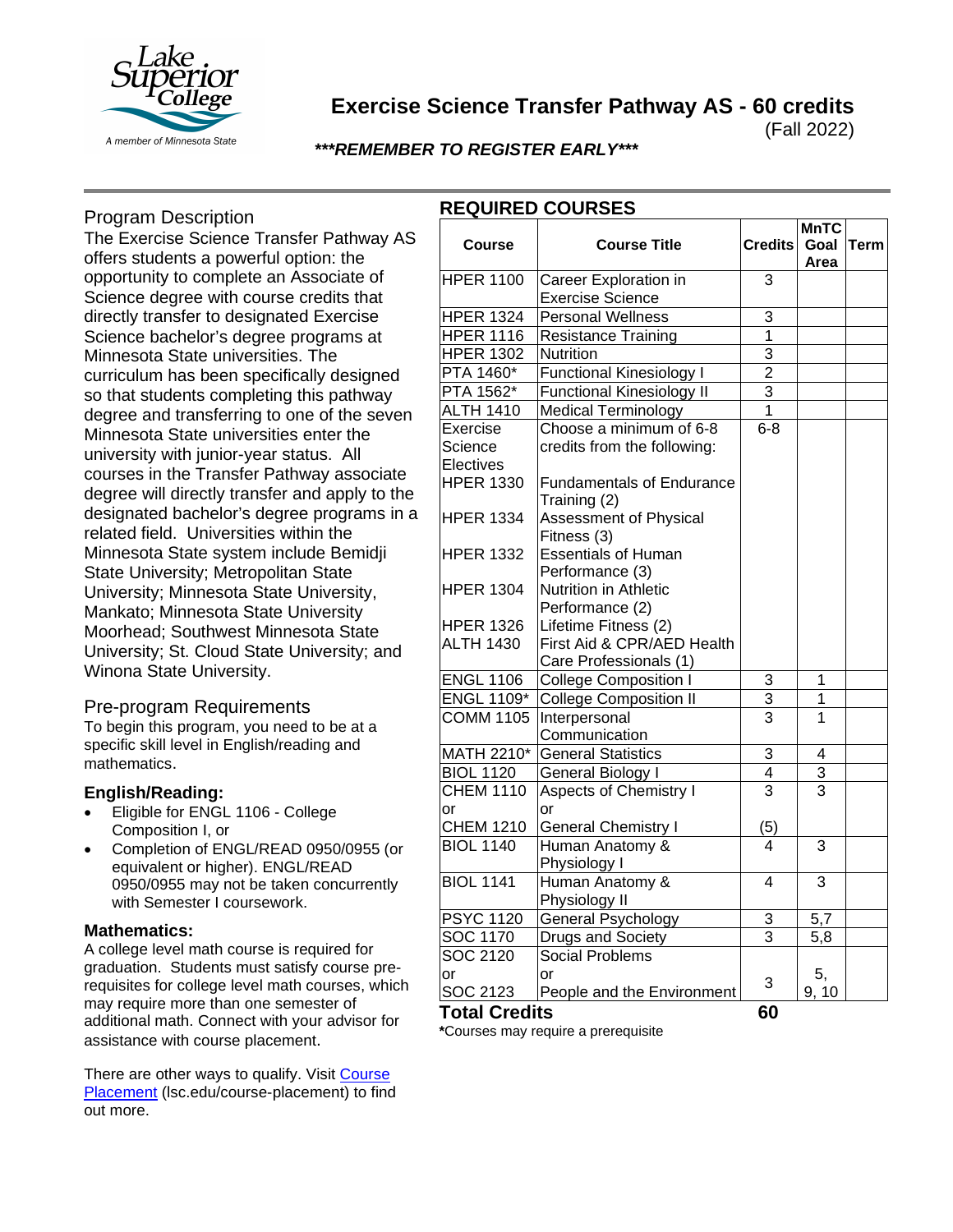# Exercise Science Transfer Pathway AS - 60 credits

(Fall 2022)

***REMEMBER TO REGISTER EARLY***

## Program Description

The Exercise Science Transfer Pathway AS offers students a powerful option: the opportunity to complete an Associate of Science degree with course credits that directly transfer to designated Exercise Science bachelor's degree programs at Minnesota State universities. The curriculum has been specifically designed so that students completing this pathway degree and transferring to one of the seven Minnesota State universities enter the university with junior-year status. All courses in the Transfer Pathway associate degree will directly transfer and apply to the designated bachelor's degree programs in a related field. Universities within the Minnesota State system include Bemidji State University; Metropolitan State University; Minnesota State University, Mankato; Minnesota State University Moorhead; Southwest Minnesota State University; St. Cloud State University; and Winona State University.

## Pre-program Requirements

To begin this program, you need to be at a specific skill level in English/reading and mathematics.

### English/Reading:

- Eligible for ENGL 1106 - College Composition I, or
- Completion of ENGL/READ 0950/0955 (or equivalent or higher). ENGL/READ 0950/0955 may not be taken concurrently with Semester I coursework.

### Mathematics:

A college level math course is required for graduation. Students must satisfy course pre-requisites for college level math courses, which may require more than one semester of additional math. Connect with your advisor for assistance with course placement.

There are other ways to qualify. Visit Course Placement (lsc.edu/course-placement) to find out more.

## REQUIRED COURSES

| Course | Course Title | Credits | MnTC Goal Area | Term |
|---|---|---|---|---|
| HPER 1100 | Career Exploration in Exercise Science | 3 | | |
| HPER 1324 | Personal Wellness | 3 | | |
| HPER 1116 | Resistance Training | 1 | | |
| HPER 1302 | Nutrition | 3 | | |
| PTA 1460* | Functional Kinesiology I | 2 | | |
| PTA 1562* | Functional Kinesiology II | 3 | | |
| ALTH 1410 | Medical Terminology | 1 | | |
| Exercise Science Electives | Choose a minimum of 6-8 credits from the following: | 6-8 | | |
| HPER 1330 | Fundamentals of Endurance Training (2) | | | |
| HPER 1334 | Assessment of Physical Fitness (3) | | | |
| HPER 1332 | Essentials of Human Performance (3) | | | |
| HPER 1304 | Nutrition in Athletic Performance (2) | | | |
| HPER 1326 | Lifetime Fitness (2) | | | |
| ALTH 1430 | First Aid & CPR/AED Health Care Professionals (1) | | | |
| ENGL 1106 | College Composition I | 3 | 1 | |
| ENGL 1109* | College Composition II | 3 | 1 | |
| COMM 1105 | Interpersonal Communication | 3 | 1 | |
| MATH 2210* | General Statistics | 3 | 4 | |
| BIOL 1120 | General Biology I | 4 | 3 | |
| CHEM 1110 or CHEM 1210 | Aspects of Chemistry I or General Chemistry I | 3 (5) | 3 | |
| BIOL 1140 | Human Anatomy & Physiology I | 4 | 3 | |
| BIOL 1141 | Human Anatomy & Physiology II | 4 | 3 | |
| PSYC 1120 | General Psychology | 3 | 5,7 | |
| SOC 1170 | Drugs and Society | 3 | 5,8 | |
| SOC 2120 or SOC 2123 | Social Problems or People and the Environment | 3 | 5, 9, 10 | |
| **Total Credits** | | **60** | | |

***Courses may require a prerequisite**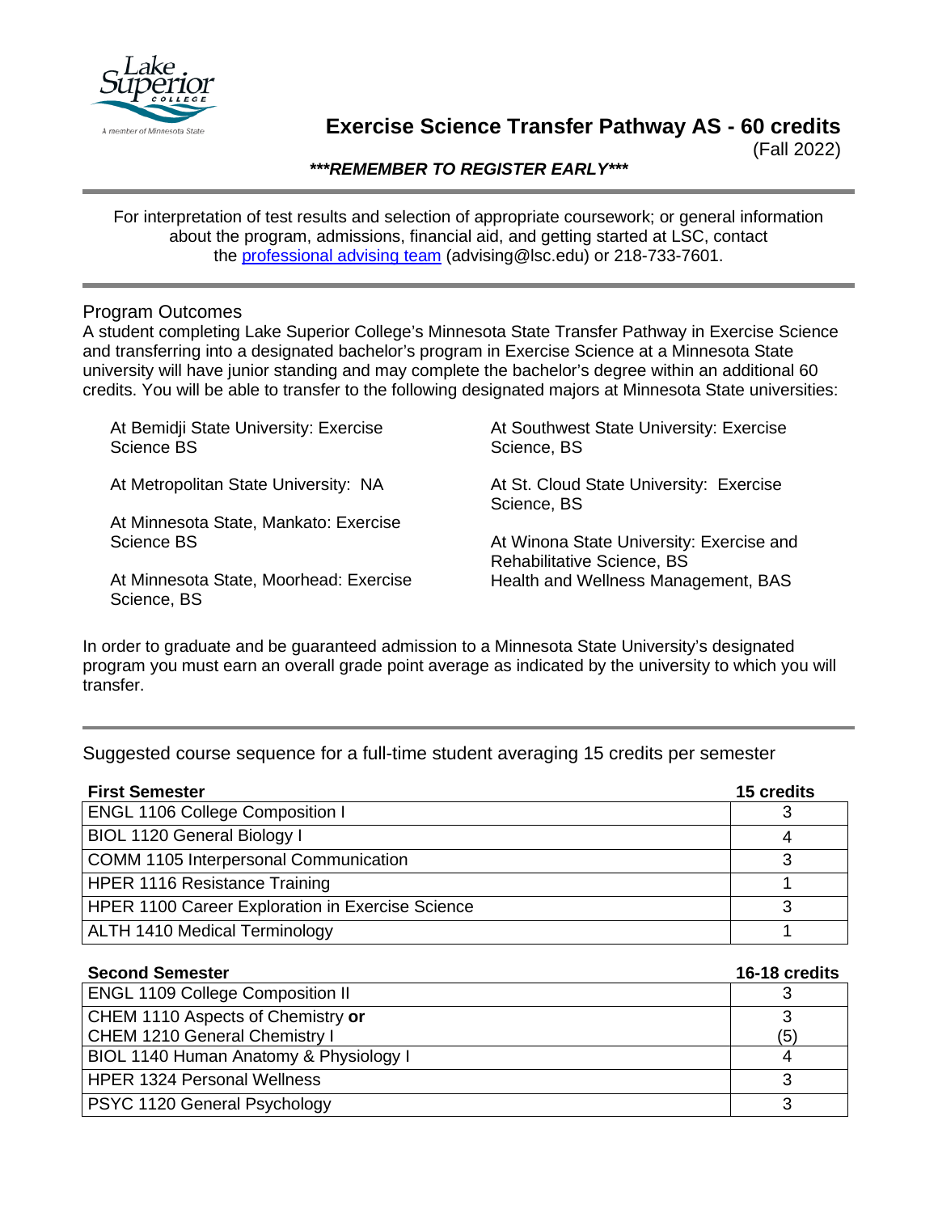# Exercise Science Transfer Pathway AS - 60 credits

(Fall 2022)

***REMEMBER TO REGISTER EARLY***

For interpretation of test results and selection of appropriate coursework; or general information about the program, admissions, financial aid, and getting started at LSC, contact the professional advising team (advising@lsc.edu) or 218-733-7601.

## Program Outcomes

A student completing Lake Superior College's Minnesota State Transfer Pathway in Exercise Science and transferring into a designated bachelor's program in Exercise Science at a Minnesota State university will have junior standing and may complete the bachelor's degree within an additional 60 credits. You will be able to transfer to the following designated majors at Minnesota State universities:

- At Bemidji State University: Exercise Science BS
- At Metropolitan State University: NA
- At Minnesota State, Mankato: Exercise Science BS
- At Minnesota State, Moorhead: Exercise Science, BS
- At Southwest State University: Exercise Science, BS
- At St. Cloud State University: Exercise Science, BS
- At Winona State University: Exercise and Rehabilitative Science, BS
  Health and Wellness Management, BAS

In order to graduate and be guaranteed admission to a Minnesota State University's designated program you must earn an overall grade point average as indicated by the university to which you will transfer.

Suggested course sequence for a full-time student averaging 15 credits per semester

| First Semester | 15 credits |
|---|---|
| ENGL 1106 College Composition I | 3 |
| BIOL 1120 General Biology I | 4 |
| COMM 1105 Interpersonal Communication | 3 |
| HPER 1116 Resistance Training | 1 |
| HPER 1100 Career Exploration in Exercise Science | 3 |
| ALTH 1410 Medical Terminology | 1 |

| Second Semester | 16-18 credits |
|---|---|
| ENGL 1109 College Composition II | 3 |
| CHEM 1110 Aspects of Chemistry **or** CHEM 1210 General Chemistry I | 3 (5) |
| BIOL 1140 Human Anatomy & Physiology I | 4 |
| HPER 1324 Personal Wellness | 3 |
| PSYC 1120 General Psychology | 3 |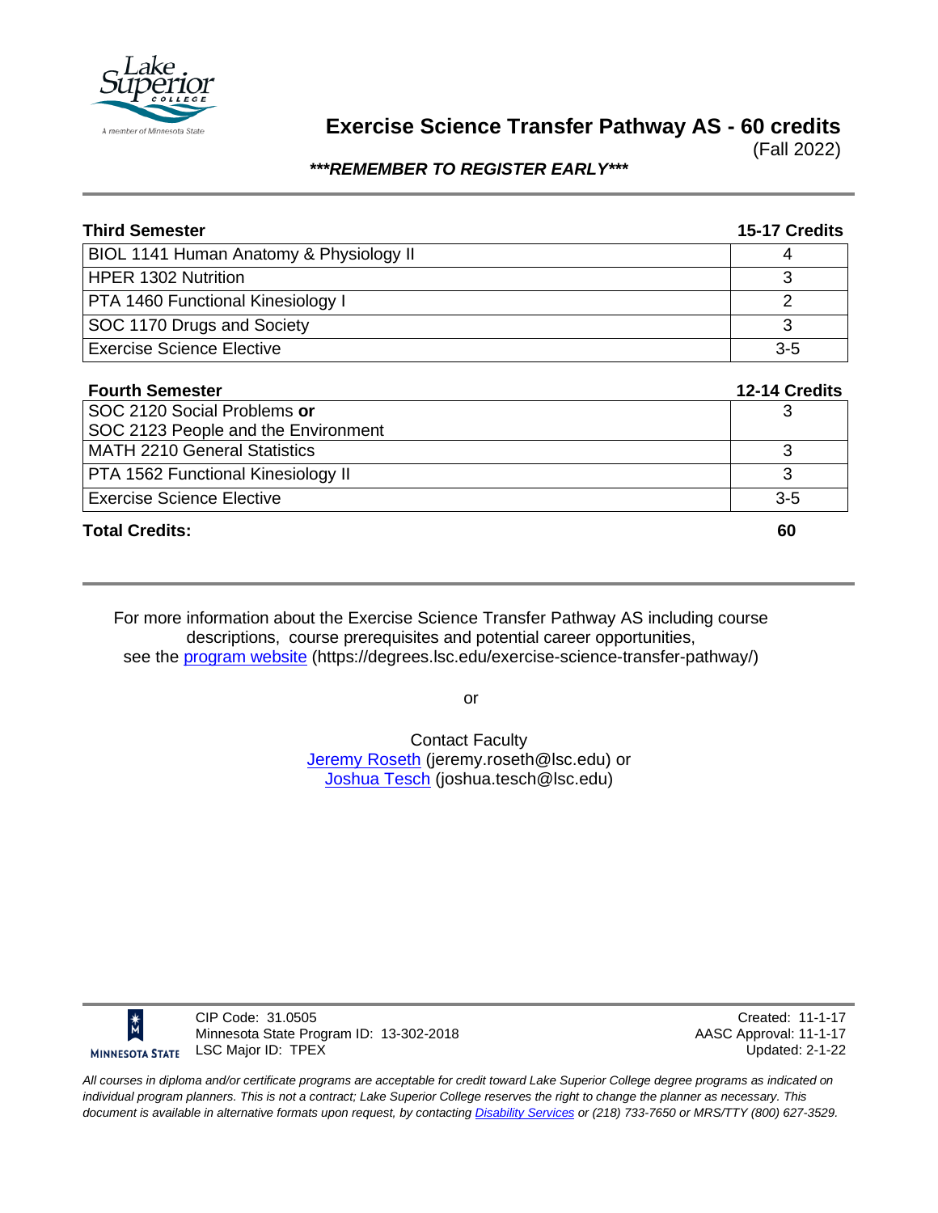# Exercise Science Transfer Pathway AS - 60 credits

(Fall 2022)

***REMEMBER TO REGISTER EARLY***

| Third Semester | 15-17 Credits |
| --- | --- |
| BIOL 1141 Human Anatomy & Physiology II | 4 |
| HPER 1302 Nutrition | 3 |
| PTA 1460 Functional Kinesiology I | 2 |
| SOC 1170 Drugs and Society | 3 |
| Exercise Science Elective | 3-5 |

| Fourth Semester | 12-14 Credits |
| --- | --- |
| SOC 2120 Social Problems **or** SOC 2123 People and the Environment | 3 |
| MATH 2210 General Statistics | 3 |
| PTA 1562 Functional Kinesiology II | 3 |
| Exercise Science Elective | 3-5 |

**Total Credits:** **60**

For more information about the Exercise Science Transfer Pathway AS including course descriptions, course prerequisites and potential career opportunities, see the [program website](https://degrees.lsc.edu/exercise-science-transfer-pathway/) (https://degrees.lsc.edu/exercise-science-transfer-pathway/)

or

Contact Faculty
Jeremy Roseth (jeremy.roseth@lsc.edu) or
Joshua Tesch (joshua.tesch@lsc.edu)

CIP Code: 31.0505
Minnesota State Program ID: 13-302-2018
LSC Major ID: TPEX

Created: 11-1-17
AASC Approval: 11-1-17
Updated: 2-1-22

*All courses in diploma and/or certificate programs are acceptable for credit toward Lake Superior College degree programs as indicated on individual program planners. This is not a contract; Lake Superior College reserves the right to change the planner as necessary. This document is available in alternative formats upon request, by contacting Disability Services or (218) 733-7650 or MRS/TTY (800) 627-3529.*